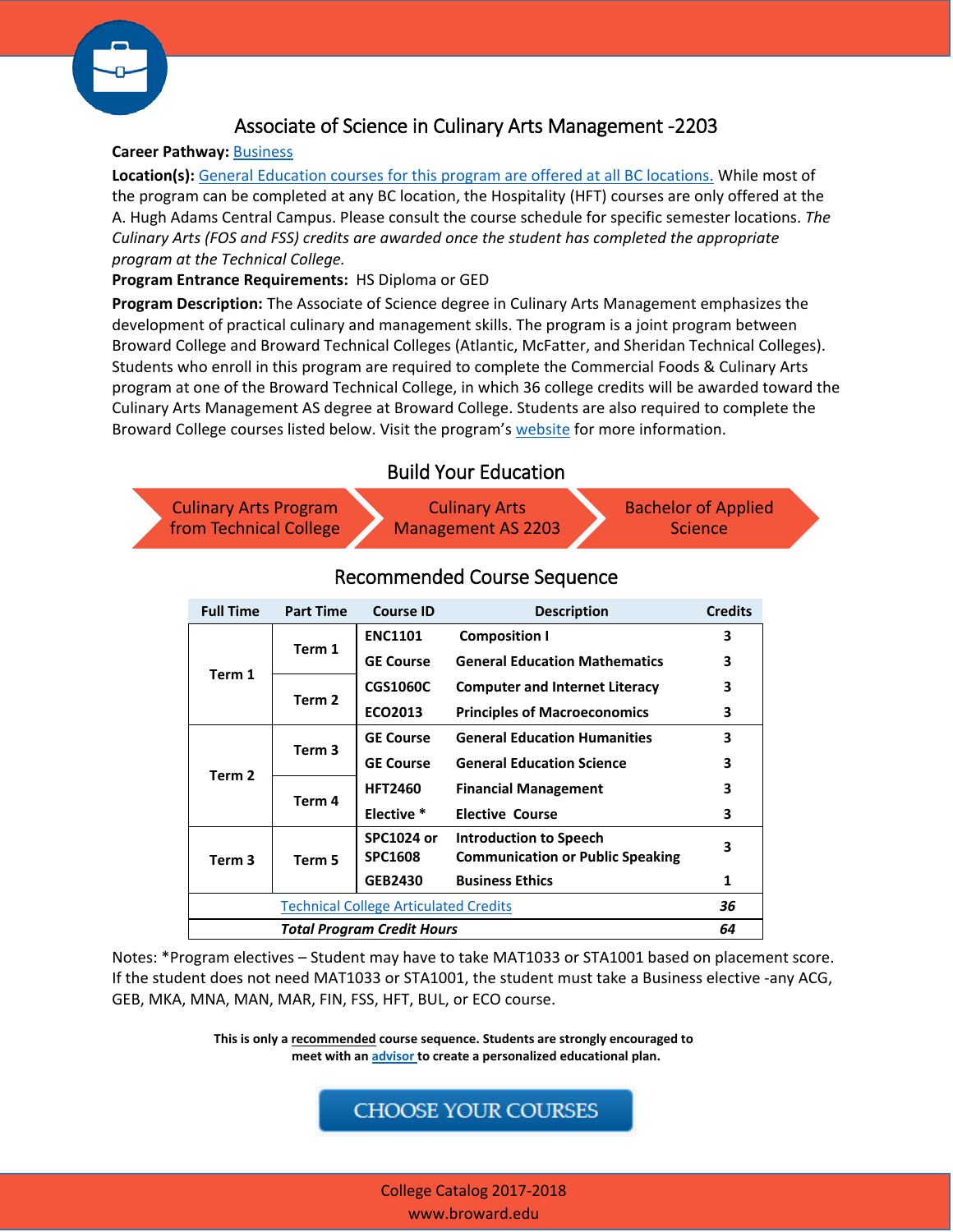# Associate of Science in Culinary Arts Management -2203

**Career Pathway:** Business

**Location(s):** General Education courses for this program are offered at all BC locations. While most of the program can be completed at any BC location, the Hospitality (HFT) courses are only offered at the A. Hugh Adams Central Campus. Please consult the course schedule for specific semester locations. *The Culinary Arts (FOS and FSS) credits are awarded once the student has completed the appropriate program at the Technical College.*

**Program Entrance Requirements:** HS Diploma or GED

**Program Description:** The Associate of Science degree in Culinary Arts Management emphasizes the development of practical culinary and management skills. The program is a joint program between Broward College and Broward Technical Colleges (Atlantic, McFatter, and Sheridan Technical Colleges). Students who enroll in this program are required to complete the Commercial Foods & Culinary Arts program at one of the Broward Technical College, in which 36 college credits will be awarded toward the Culinary Arts Management AS degree at Broward College. Students are also required to complete the Broward College courses listed below. Visit the program's website for more information.

## Build Your Education

Culinary Arts Program from Technical College → Culinary Arts Management AS 2203 → Bachelor of Applied Science

## Recommended Course Sequence

| Full Time | Part Time | Course ID | Description | Credits |
|---|---|---|---|---|
| Term 1 | Term 1 | ENC1101 | Composition I | 3 |
| | | GE Course | General Education Mathematics | 3 |
| | Term 2 | CGS1060C | Computer and Internet Literacy | 3 |
| | | ECO2013 | Principles of Macroeconomics | 3 |
| Term 2 | Term 3 | GE Course | General Education Humanities | 3 |
| | | GE Course | General Education Science | 3 |
| | Term 4 | HFT2460 | Financial Management | 3 |
| | | Elective * | Elective Course | 3 |
| Term 3 | Term 5 | SPC1024 or SPC1608 | Introduction to Speech Communication or Public Speaking | 3 |
| | | GEB2430 | Business Ethics | 1 |
| | | Technical College Articulated Credits | | *36* |
| | | ***Total Program Credit Hours*** | | ***64*** |

Notes: *Program electives – Student may have to take MAT1033 or STA1001 based on placement score. If the student does not need MAT1033 or STA1001, the student must take a Business elective -any ACG, GEB, MKA, MNA, MAN, MAR, FIN, FSS, HFT, BUL, or ECO course.

**This is only a recommended course sequence. Students are strongly encouraged to meet with an advisor to create a personalized educational plan.**

CHOOSE YOUR COURSES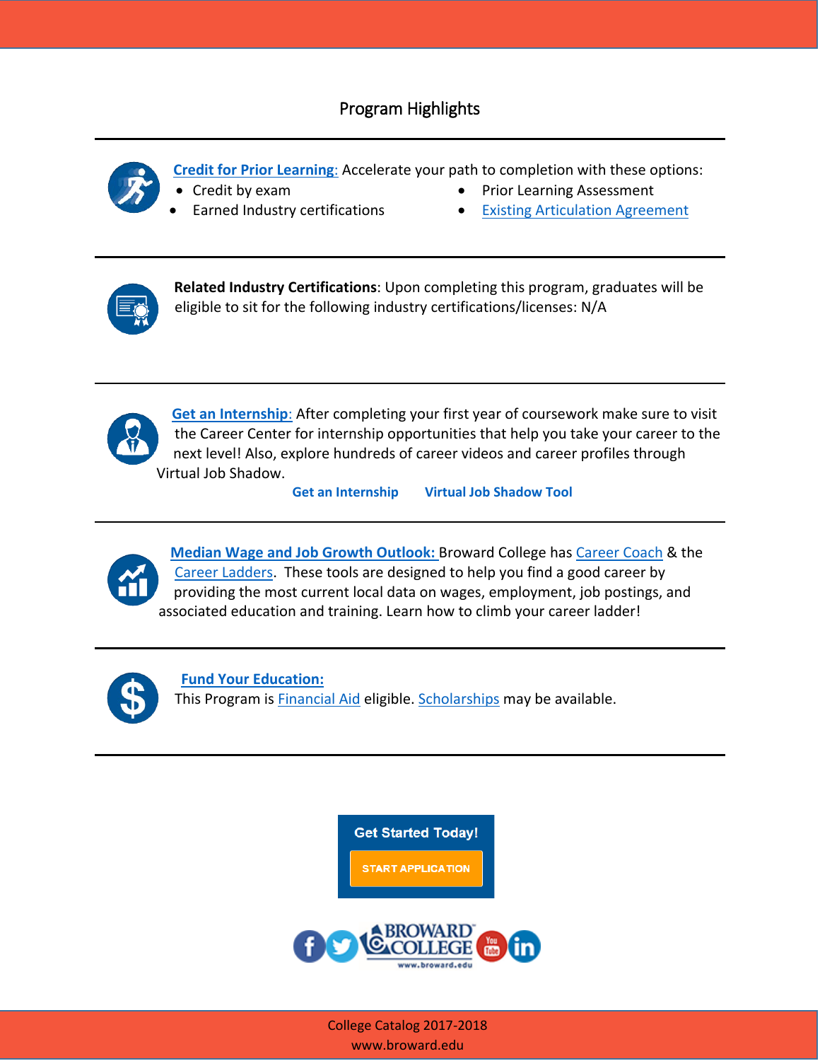## Program Highlights

---

**Credit for Prior Learning:** Accelerate your path to completion with these options:

- Credit by exam
- Earned Industry certifications
- Prior Learning Assessment
- Existing Articulation Agreement

---

**Related Industry Certifications**: Upon completing this program, graduates will be eligible to sit for the following industry certifications/licenses: N/A

---

**Get an Internship:** After completing your first year of coursework make sure to visit the Career Center for internship opportunities that help you take your career to the next level! Also, explore hundreds of career videos and career profiles through Virtual Job Shadow.

**Get an Internship** **Virtual Job Shadow Tool**

---

**Median Wage and Job Growth Outlook:** Broward College has Career Coach & the Career Ladders. These tools are designed to help you find a good career by providing the most current local data on wages, employment, job postings, and associated education and training. Learn how to climb your career ladder!

---

**Fund Your Education:**

This Program is Financial Aid eligible. Scholarships may be available.

---

**Get Started Today!**

START APPLICATION

College Catalog 2017-2018

www.broward.edu